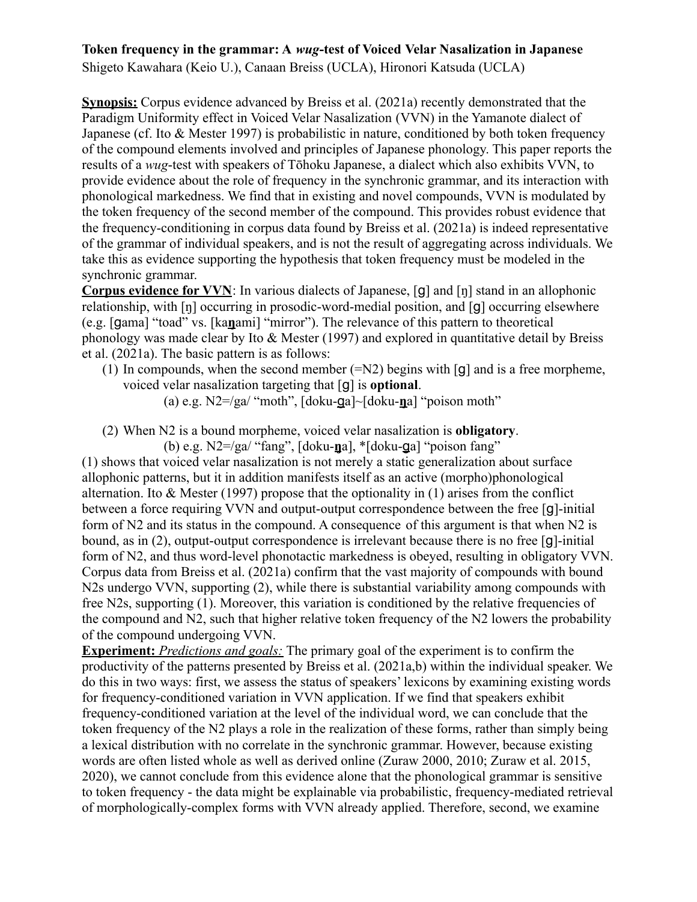**Token frequency in the grammar: A *wug*-test of Voiced Velar Nasalization in Japanese**
Shigeto Kawahara (Keio U.), Canaan Breiss (UCLA), Hironori Katsuda (UCLA)

**Synopsis:** Corpus evidence advanced by Breiss et al. (2021a) recently demonstrated that the Paradigm Uniformity effect in Voiced Velar Nasalization (VVN) in the Yamanote dialect of Japanese (cf. Ito & Mester 1997) is probabilistic in nature, conditioned by both token frequency of the compound elements involved and principles of Japanese phonology. This paper reports the results of a *wug*-test with speakers of Tōhoku Japanese, a dialect which also exhibits VVN, to provide evidence about the role of frequency in the synchronic grammar, and its interaction with phonological markedness. We find that in existing and novel compounds, VVN is modulated by the token frequency of the second member of the compound. This provides robust evidence that the frequency-conditioning in corpus data found by Breiss et al. (2021a) is indeed representative of the grammar of individual speakers, and is not the result of aggregating across individuals. We take this as evidence supporting the hypothesis that token frequency must be modeled in the synchronic grammar.

**Corpus evidence for VVN**: In various dialects of Japanese, [ɡ] and [ŋ] stand in an allophonic relationship, with [ŋ] occurring in prosodic-word-medial position, and [ɡ] occurring elsewhere (e.g. [ɡama] "toad" vs. [ka**ŋ**ami] "mirror"). The relevance of this pattern to theoretical phonology was made clear by Ito & Mester (1997) and explored in quantitative detail by Breiss et al. (2021a). The basic pattern is as follows:

(1) In compounds, when the second member (=N2) begins with [ɡ] and is a free morpheme, voiced velar nasalization targeting that [ɡ] is **optional**.
    (a) e.g. N2=/ga/ "moth", [doku-**ɡ**a]~[doku-**ŋ**a] "poison moth"

(2) When N2 is a bound morpheme, voiced velar nasalization is **obligatory**.
    (b) e.g. N2=/ga/ "fang", [doku-**ŋ**a], *[doku-**ɡ**a] "poison fang"

(1) shows that voiced velar nasalization is not merely a static generalization about surface allophonic patterns, but it in addition manifests itself as an active (morpho)phonological alternation. Ito & Mester (1997) propose that the optionality in (1) arises from the conflict between a force requiring VVN and output-output correspondence between the free [ɡ]-initial form of N2 and its status in the compound. A consequence of this argument is that when N2 is bound, as in (2), output-output correspondence is irrelevant because there is no free [ɡ]-initial form of N2, and thus word-level phonotactic markedness is obeyed, resulting in obligatory VVN. Corpus data from Breiss et al. (2021a) confirm that the vast majority of compounds with bound N2s undergo VVN, supporting (2), while there is substantial variability among compounds with free N2s, supporting (1). Moreover, this variation is conditioned by the relative frequencies of the compound and N2, such that higher relative token frequency of the N2 lowers the probability of the compound undergoing VVN.

**Experiment:** *Predictions and goals:* The primary goal of the experiment is to confirm the productivity of the patterns presented by Breiss et al. (2021a,b) within the individual speaker. We do this in two ways: first, we assess the status of speakers' lexicons by examining existing words for frequency-conditioned variation in VVN application. If we find that speakers exhibit frequency-conditioned variation at the level of the individual word, we can conclude that the token frequency of the N2 plays a role in the realization of these forms, rather than simply being a lexical distribution with no correlate in the synchronic grammar. However, because existing words are often listed whole as well as derived online (Zuraw 2000, 2010; Zuraw et al. 2015, 2020), we cannot conclude from this evidence alone that the phonological grammar is sensitive to token frequency - the data might be explainable via probabilistic, frequency-mediated retrieval of morphologically-complex forms with VVN already applied. Therefore, second, we examine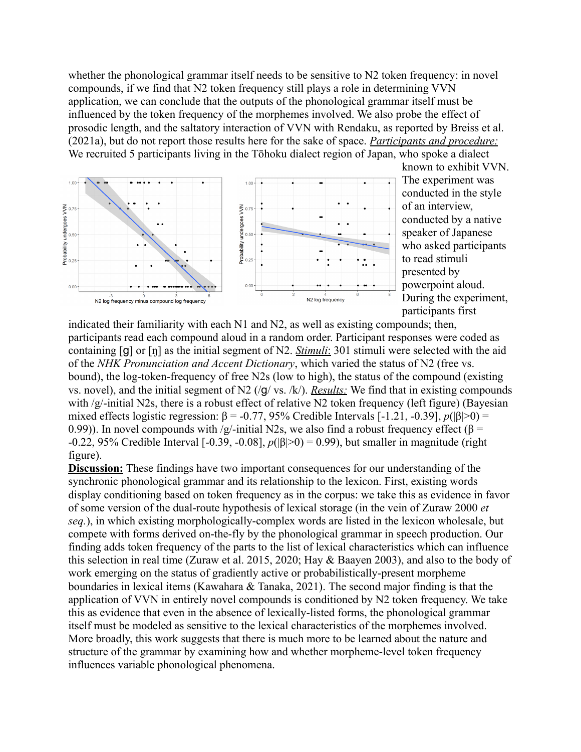whether the phonological grammar itself needs to be sensitive to N2 token frequency: in novel compounds, if we find that N2 token frequency still plays a role in determining VVN application, we can conclude that the outputs of the phonological grammar itself must be influenced by the token frequency of the morphemes involved. We also probe the effect of prosodic length, and the saltatory interaction of VVN with Rendaku, as reported by Breiss et al. (2021a), but do not report those results here for the sake of space. ***Participants and procedure:*** We recruited 5 participants living in the Tōhoku dialect region of Japan, who spoke a dialect known to exhibit VVN. The experiment was conducted in the style of an interview, conducted by a native speaker of Japanese who asked participants to read stimuli presented by powerpoint aloud. During the experiment, participants first indicated their familiarity with each N1 and N2, as well as existing compounds; then, participants read each compound aloud in a random order. Participant responses were coded as containing [g] or [ŋ] as the initial segment of N2. ***Stimuli***: 301 stimuli were selected with the aid of the *NHK Pronunciation and Accent Dictionary*, which varied the status of N2 (free vs. bound), the log-token-frequency of free N2s (low to high), the status of the compound (existing vs. novel), and the initial segment of N2 (/g/ vs. /k/). ***Results:*** We find that in existing compounds with /g/-initial N2s, there is a robust effect of relative N2 token frequency (left figure) (Bayesian mixed effects logistic regression: $\beta = -0.77$, 95% Credible Intervals [-1.21, -0.39], $p(|\beta|>0) = 0.99$)). In novel compounds with /g/-initial N2s, we also find a robust frequency effect ($\beta = -0.22$, 95% Credible Interval [-0.39, -0.08], $p(|\beta|>0) = 0.99$), but smaller in magnitude (right figure).

Probability undergoes VVN
1.00
0.75
0.50
0.25
0.00
-3
0
3
6
N2 log frequency minus compound log frequency

Probability undergoes VVN
1.00
0.75
0.50
0.25
0.00
0
2
4
6
8
N2 log frequency

**Discussion:** These findings have two important consequences for our understanding of the synchronic phonological grammar and its relationship to the lexicon. First, existing words display conditioning based on token frequency as in the corpus: we take this as evidence in favor of some version of the dual-route hypothesis of lexical storage (in the vein of Zuraw 2000 *et seq.*), in which existing morphologically-complex words are listed in the lexicon wholesale, but compete with forms derived on-the-fly by the phonological grammar in speech production. Our finding adds token frequency of the parts to the list of lexical characteristics which can influence this selection in real time (Zuraw et al. 2015, 2020; Hay & Baayen 2003), and also to the body of work emerging on the status of gradiently active or probabilistically-present morpheme boundaries in lexical items (Kawahara & Tanaka, 2021). The second major finding is that the application of VVN in entirely novel compounds is conditioned by N2 token frequency. We take this as evidence that even in the absence of lexically-listed forms, the phonological grammar itself must be modeled as sensitive to the lexical characteristics of the morphemes involved. More broadly, this work suggests that there is much more to be learned about the nature and structure of the grammar by examining how and whether morpheme-level token frequency influences variable phonological phenomena.